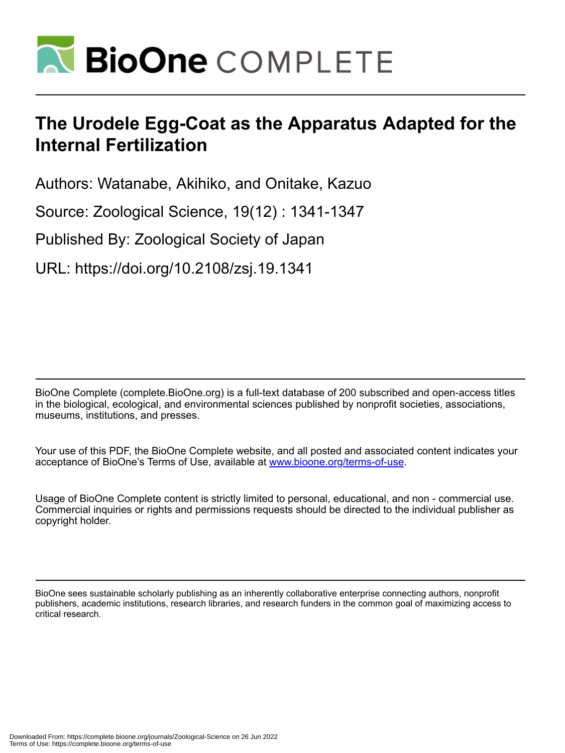# The Urodele Egg-Coat as the Apparatus Adapted for the Internal Fertilization

Authors: Watanabe, Akihiko, and Onitake, Kazuo

Source: Zoological Science, 19(12) : 1341-1347

Published By: Zoological Society of Japan

URL: https://doi.org/10.2108/zsj.19.1341

BioOne Complete (complete.BioOne.org) is a full-text database of 200 subscribed and open-access titles in the biological, ecological, and environmental sciences published by nonprofit societies, associations, museums, institutions, and presses.

Your use of this PDF, the BioOne Complete website, and all posted and associated content indicates your acceptance of BioOne's Terms of Use, available at www.bioone.org/terms-of-use.

Usage of BioOne Complete content is strictly limited to personal, educational, and non - commercial use. Commercial inquiries or rights and permissions requests should be directed to the individual publisher as copyright holder.

BioOne sees sustainable scholarly publishing as an inherently collaborative enterprise connecting authors, nonprofit publishers, academic institutions, research libraries, and research funders in the common goal of maximizing access to critical research.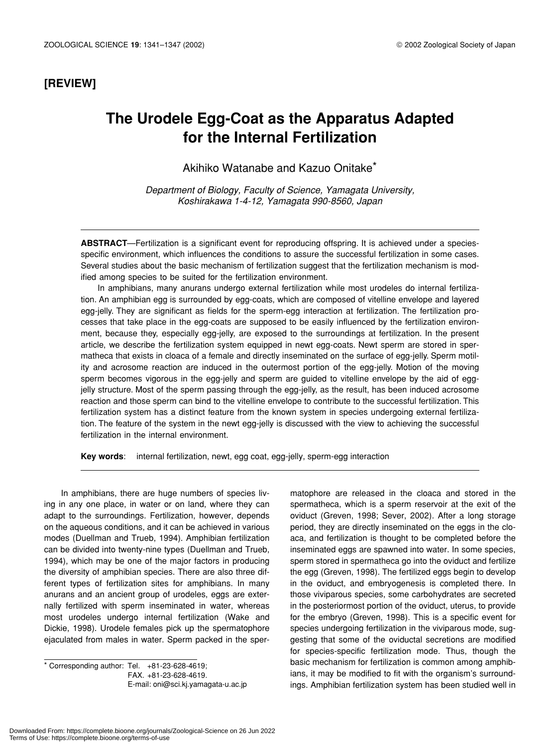## [REVIEW]

# The Urodele Egg-Coat as the Apparatus Adapted for the Internal Fertilization

Akihiko Watanabe and Kazuo Onitake*

*Department of Biology, Faculty of Science, Yamagata University, Koshirakawa 1-4-12, Yamagata 990-8560, Japan*

**ABSTRACT**—Fertilization is a significant event for reproducing offspring. It is achieved under a species-specific environment, which influences the conditions to assure the successful fertilization in some cases. Several studies about the basic mechanism of fertilization suggest that the fertilization mechanism is modified among species to be suited for the fertilization environment.

In amphibians, many anurans undergo external fertilization while most urodeles do internal fertilization. An amphibian egg is surrounded by egg-coats, which are composed of vitelline envelope and layered egg-jelly. They are significant as fields for the sperm-egg interaction at fertilization. The fertilization processes that take place in the egg-coats are supposed to be easily influenced by the fertilization environment, because they, especially egg-jelly, are exposed to the surroundings at fertilization. In the present article, we describe the fertilization system equipped in newt egg-coats. Newt sperm are stored in spermatheca that exists in cloaca of a female and directly inseminated on the surface of egg-jelly. Sperm motility and acrosome reaction are induced in the outermost portion of the egg-jelly. Motion of the moving sperm becomes vigorous in the egg-jelly and sperm are guided to vitelline envelope by the aid of egg-jelly structure. Most of the sperm passing through the egg-jelly, as the result, has been induced acrosome reaction and those sperm can bind to the vitelline envelope to contribute to the successful fertilization. This fertilization system has a distinct feature from the known system in species undergoing external fertilization. The feature of the system in the newt egg-jelly is discussed with the view to achieving the successful fertilization in the internal environment.

**Key words**: internal fertilization, newt, egg coat, egg-jelly, sperm-egg interaction

In amphibians, there are huge numbers of species living in any one place, in water or on land, where they can adapt to the surroundings. Fertilization, however, depends on the aqueous conditions, and it can be achieved in various modes (Duellman and Trueb, 1994). Amphibian fertilization can be divided into twenty-nine types (Duellman and Trueb, 1994), which may be one of the major factors in producing the diversity of amphibian species. There are also three different types of fertilization sites for amphibians. In many anurans and an ancient group of urodeles, eggs are externally fertilized with sperm inseminated in water, whereas most urodeles undergo internal fertilization (Wake and Dickie, 1998). Urodele females pick up the spermatophore ejaculated from males in water. Sperm packed in the spermatophore are released in the cloaca and stored in the spermatheca, which is a sperm reservoir at the exit of the oviduct (Greven, 1998; Sever, 2002). After a long storage period, they are directly inseminated on the eggs in the cloaca, and fertilization is thought to be completed before the inseminated eggs are spawned into water. In some species, sperm stored in spermatheca go into the oviduct and fertilize the egg (Greven, 1998). The fertilized eggs begin to develop in the oviduct, and embryogenesis is completed there. In those viviparous species, some carbohydrates are secreted in the posteriormost portion of the oviduct, uterus, to provide for the embryo (Greven, 1998). This is a specific event for species undergoing fertilization in the viviparous mode, suggesting that some of the oviductal secretions are modified for species-specific fertilization mode. Thus, though the basic mechanism for fertilization is common among amphibians, it may be modified to fit with the organism's surroundings. Amphibian fertilization system has been studied well in

* Corresponding author: Tel. +81-23-628-4619;
FAX. +81-23-628-4619.
E-mail: oni@sci.kj.yamagata-u.ac.jp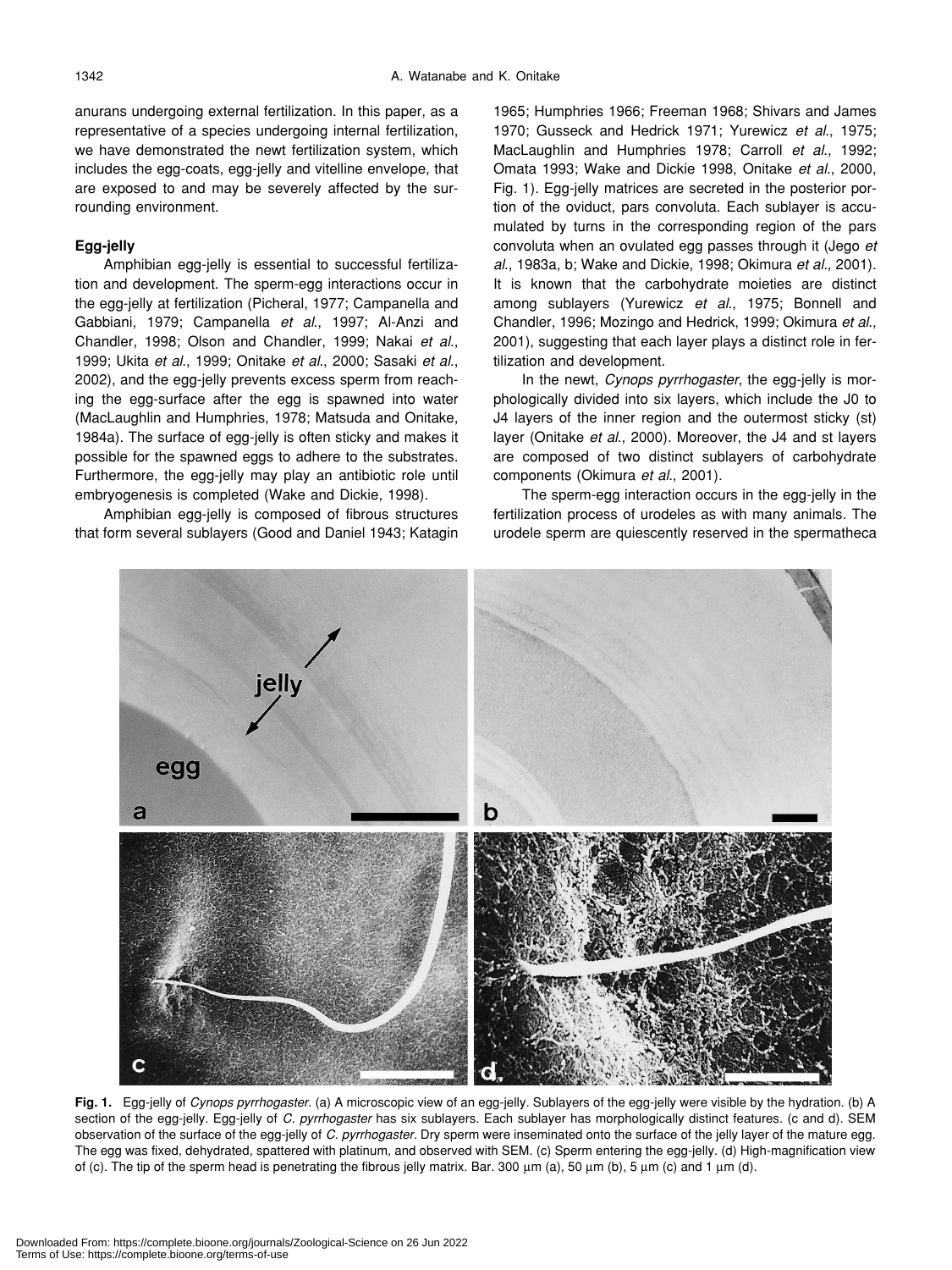anurans undergoing external fertilization. In this paper, as a representative of a species undergoing internal fertilization, we have demonstrated the newt fertilization system, which includes the egg-coats, egg-jelly and vitelline envelope, that are exposed to and may be severely affected by the surrounding environment.

### Egg-jelly

Amphibian egg-jelly is essential to successful fertilization and development. The sperm-egg interactions occur in the egg-jelly at fertilization (Picheral, 1977; Campanella and Gabbiani, 1979; Campanella *et al*., 1997; Al-Anzi and Chandler, 1998; Olson and Chandler, 1999; Nakai *et al*., 1999; Ukita *et al*., 1999; Onitake *et al*., 2000; Sasaki *et al*., 2002), and the egg-jelly prevents excess sperm from reaching the egg-surface after the egg is spawned into water (MacLaughlin and Humphries, 1978; Matsuda and Onitake, 1984a). The surface of egg-jelly is often sticky and makes it possible for the spawned eggs to adhere to the substrates. Furthermore, the egg-jelly may play an antibiotic role until embryogenesis is completed (Wake and Dickie, 1998).

Amphibian egg-jelly is composed of fibrous structures that form several sublayers (Good and Daniel 1943; Katagin 1965; Humphries 1966; Freeman 1968; Shivars and James 1970; Gusseck and Hedrick 1971; Yurewicz *et al*., 1975; MacLaughlin and Humphries 1978; Carroll *et al*., 1992; Omata 1993; Wake and Dickie 1998, Onitake *et al*., 2000, Fig. 1). Egg-jelly matrices are secreted in the posterior portion of the oviduct, pars convoluta. Each sublayer is accumulated by turns in the corresponding region of the pars convoluta when an ovulated egg passes through it (Jego *et al*., 1983a, b; Wake and Dickie, 1998; Okimura *et al*., 2001). It is known that the carbohydrate moieties are distinct among sublayers (Yurewicz *et al*., 1975; Bonnell and Chandler, 1996; Mozingo and Hedrick, 1999; Okimura *et al*., 2001), suggesting that each layer plays a distinct role in fertilization and development.

In the newt, *Cynops pyrrhogaster*, the egg-jelly is morphologically divided into six layers, which include the J0 to J4 layers of the inner region and the outermost sticky (st) layer (Onitake *et al*., 2000). Moreover, the J4 and st layers are composed of two distinct sublayers of carbohydrate components (Okimura *et al*., 2001).

The sperm-egg interaction occurs in the egg-jelly in the fertilization process of urodeles as with many animals. The urodele sperm are quiescently reserved in the spermatheca

**Fig. 1.** Egg-jelly of *Cynops pyrrhogaster*. (a) A microscopic view of an egg-jelly. Sublayers of the egg-jelly were visible by the hydration. (b) A section of the egg-jelly. Egg-jelly of *C. pyrrhogaster* has six sublayers. Each sublayer has morphologically distinct features. (c and d). SEM observation of the surface of the egg-jelly of *C. pyrrhogaster*. Dry sperm were inseminated onto the surface of the jelly layer of the mature egg. The egg was fixed, dehydrated, spattered with platinum, and observed with SEM. (c) Sperm entering the egg-jelly. (d) High-magnification view of (c). The tip of the sperm head is penetrating the fibrous jelly matrix. Bar. 300 μm (a), 50 μm (b), 5 μm (c) and 1 μm (d).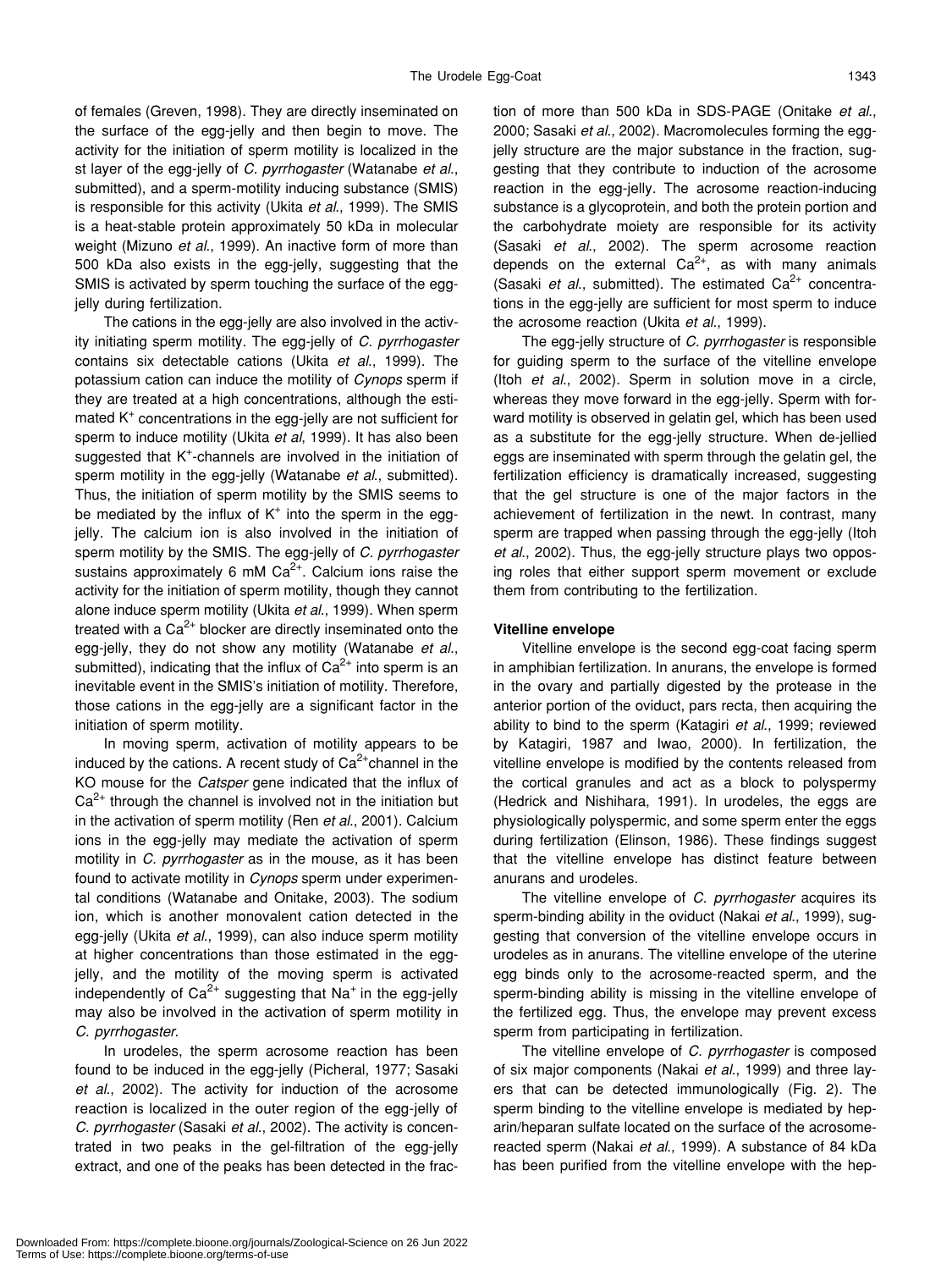of females (Greven, 1998). They are directly inseminated on the surface of the egg-jelly and then begin to move. The activity for the initiation of sperm motility is localized in the st layer of the egg-jelly of *C. pyrrhogaster* (Watanabe *et al*., submitted), and a sperm-motility inducing substance (SMIS) is responsible for this activity (Ukita *et al*., 1999). The SMIS is a heat-stable protein approximately 50 kDa in molecular weight (Mizuno *et al*., 1999). An inactive form of more than 500 kDa also exists in the egg-jelly, suggesting that the SMIS is activated by sperm touching the surface of the egg-jelly during fertilization.

The cations in the egg-jelly are also involved in the activity initiating sperm motility. The egg-jelly of *C. pyrrhogaster* contains six detectable cations (Ukita *et al*., 1999). The potassium cation can induce the motility of *Cynops* sperm if they are treated at a high concentrations, although the estimated $K^+$ concentrations in the egg-jelly are not sufficient for sperm to induce motility (Ukita *et al*, 1999). It has also been suggested that $K^+$-channels are involved in the initiation of sperm motility in the egg-jelly (Watanabe *et al*., submitted). Thus, the initiation of sperm motility by the SMIS seems to be mediated by the influx of $K^+$ into the sperm in the egg-jelly. The calcium ion is also involved in the initiation of sperm motility by the SMIS. The egg-jelly of *C. pyrrhogaster* sustains approximately 6 mM $Ca^{2+}$. Calcium ions raise the activity for the initiation of sperm motility, though they cannot alone induce sperm motility (Ukita *et al*., 1999). When sperm treated with a $Ca^{2+}$ blocker are directly inseminated onto the egg-jelly, they do not show any motility (Watanabe *et al*., submitted), indicating that the influx of $Ca^{2+}$ into sperm is an inevitable event in the SMIS's initiation of motility. Therefore, those cations in the egg-jelly are a significant factor in the initiation of sperm motility.

In moving sperm, activation of motility appears to be induced by the cations. A recent study of $Ca^{2+}$channel in the KO mouse for the *Catsper* gene indicated that the influx of $Ca^{2+}$ through the channel is involved not in the initiation but in the activation of sperm motility (Ren *et al*., 2001). Calcium ions in the egg-jelly may mediate the activation of sperm motility in *C. pyrrhogaster* as in the mouse, as it has been found to activate motility in *Cynops* sperm under experimental conditions (Watanabe and Onitake, 2003). The sodium ion, which is another monovalent cation detected in the egg-jelly (Ukita *et al*., 1999), can also induce sperm motility at higher concentrations than those estimated in the egg-jelly, and the motility of the moving sperm is activated independently of $Ca^{2+}$ suggesting that $Na^+$ in the egg-jelly may also be involved in the activation of sperm motility in *C. pyrrhogaster*.

In urodeles, the sperm acrosome reaction has been found to be induced in the egg-jelly (Picheral, 1977; Sasaki *et al*., 2002). The activity for induction of the acrosome reaction is localized in the outer region of the egg-jelly of *C. pyrrhogaster* (Sasaki *et al*., 2002). The activity is concentrated in two peaks in the gel-filtration of the egg-jelly extract, and one of the peaks has been detected in the fraction of more than 500 kDa in SDS-PAGE (Onitake *et al*., 2000; Sasaki *et al*., 2002). Macromolecules forming the egg-jelly structure are the major substance in the fraction, suggesting that they contribute to induction of the acrosome reaction in the egg-jelly. The acrosome reaction-inducing substance is a glycoprotein, and both the protein portion and the carbohydrate moiety are responsible for its activity (Sasaki *et al*., 2002). The sperm acrosome reaction depends on the external $Ca^{2+}$, as with many animals (Sasaki *et al*., submitted). The estimated $Ca^{2+}$ concentrations in the egg-jelly are sufficient for most sperm to induce the acrosome reaction (Ukita *et al*., 1999).

The egg-jelly structure of *C. pyrrhogaster* is responsible for guiding sperm to the surface of the vitelline envelope (Itoh *et al*., 2002). Sperm in solution move in a circle, whereas they move forward in the egg-jelly. Sperm with forward motility is observed in gelatin gel, which has been used as a substitute for the egg-jelly structure. When de-jellied eggs are inseminated with sperm through the gelatin gel, the fertilization efficiency is dramatically increased, suggesting that the gel structure is one of the major factors in the achievement of fertilization in the newt. In contrast, many sperm are trapped when passing through the egg-jelly (Itoh *et al*., 2002). Thus, the egg-jelly structure plays two opposing roles that either support sperm movement or exclude them from contributing to the fertilization.

### Vitelline envelope

Vitelline envelope is the second egg-coat facing sperm in amphibian fertilization. In anurans, the envelope is formed in the ovary and partially digested by the protease in the anterior portion of the oviduct, pars recta, then acquiring the ability to bind to the sperm (Katagiri *et al*., 1999; reviewed by Katagiri, 1987 and Iwao, 2000). In fertilization, the vitelline envelope is modified by the contents released from the cortical granules and act as a block to polyspermy (Hedrick and Nishihara, 1991). In urodeles, the eggs are physiologically polyspermic, and some sperm enter the eggs during fertilization (Elinson, 1986). These findings suggest that the vitelline envelope has distinct feature between anurans and urodeles.

The vitelline envelope of *C. pyrrhogaster* acquires its sperm-binding ability in the oviduct (Nakai *et al*., 1999), suggesting that conversion of the vitelline envelope occurs in urodeles as in anurans. The vitelline envelope of the uterine egg binds only to the acrosome-reacted sperm, and the sperm-binding ability is missing in the vitelline envelope of the fertilized egg. Thus, the envelope may prevent excess sperm from participating in fertilization.

The vitelline envelope of *C. pyrrhogaster* is composed of six major components (Nakai *et al*., 1999) and three layers that can be detected immunologically (Fig. 2). The sperm binding to the vitelline envelope is mediated by heparin/heparan sulfate located on the surface of the acrosome-reacted sperm (Nakai *et al*., 1999). A substance of 84 kDa has been purified from the vitelline envelope with the hep-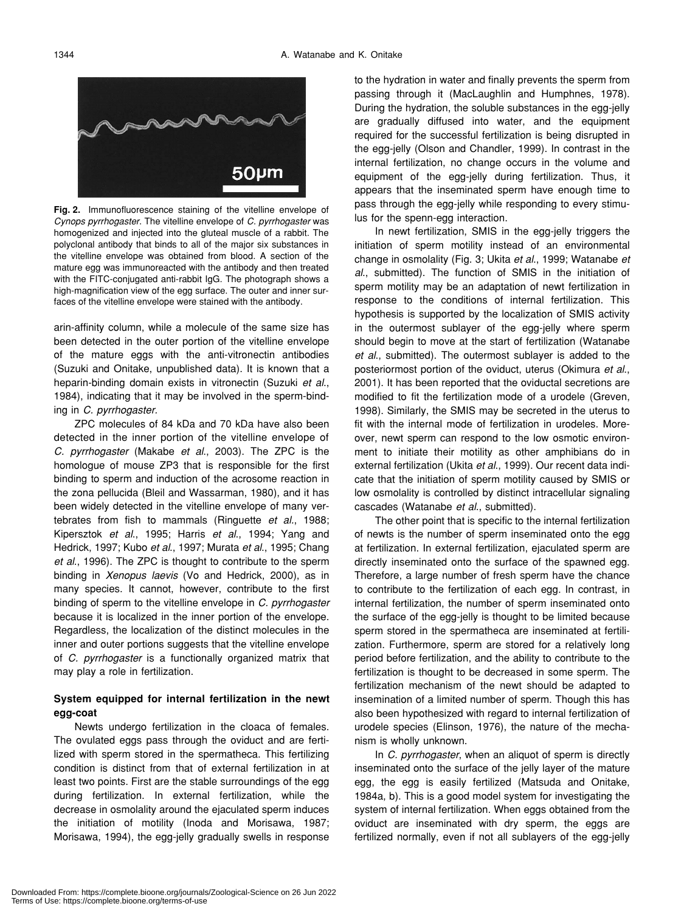50μm

**Fig. 2.** Immunofluorescence staining of the vitelline envelope of *Cynops pyrrhogaster*. The vitelline envelope of *C. pyrrhogaster* was homogenized and injected into the gluteal muscle of a rabbit. The polyclonal antibody that binds to all of the major six substances in the vitelline envelope was obtained from blood. A section of the mature egg was immunoreacted with the antibody and then treated with the FITC-conjugated anti-rabbit IgG. The photograph shows a high-magnification view of the egg surface. The outer and inner surfaces of the vitelline envelope were stained with the antibody.

arin-affinity column, while a molecule of the same size has been detected in the outer portion of the vitelline envelope of the mature eggs with the anti-vitronectin antibodies (Suzuki and Onitake, unpublished data). It is known that a heparin-binding domain exists in vitronectin (Suzuki *et al*., 1984), indicating that it may be involved in the sperm-binding in *C. pyrrhogaster.*

ZPC molecules of 84 kDa and 70 kDa have also been detected in the inner portion of the vitelline envelope of *C. pyrrhogaster* (Makabe *et al*., 2003). The ZPC is the homologue of mouse ZP3 that is responsible for the first binding to sperm and induction of the acrosome reaction in the zona pellucida (Bleil and Wassarman, 1980), and it has been widely detected in the vitelline envelope of many vertebrates from fish to mammals (Ringuette *et al*., 1988; Kipersztok *et al*., 1995; Harris *et al*., 1994; Yang and Hedrick, 1997; Kubo *et al*., 1997; Murata *et al*., 1995; Chang *et al*., 1996). The ZPC is thought to contribute to the sperm binding in *Xenopus laevis* (Vo and Hedrick, 2000), as in many species. It cannot, however, contribute to the first binding of sperm to the vitelline envelope in *C. pyrrhogaster* because it is localized in the inner portion of the envelope. Regardless, the localization of the distinct molecules in the inner and outer portions suggests that the vitelline envelope of *C. pyrrhogaster* is a functionally organized matrix that may play a role in fertilization.

## System equipped for internal fertilization in the newt egg-coat

Newts undergo fertilization in the cloaca of females. The ovulated eggs pass through the oviduct and are fertilized with sperm stored in the spermatheca. This fertilizing condition is distinct from that of external fertilization in at least two points. First are the stable surroundings of the egg during fertilization. In external fertilization, while the decrease in osmolality around the ejaculated sperm induces the initiation of motility (Inoda and Morisawa, 1987; Morisawa, 1994), the egg-jelly gradually swells in response to the hydration in water and finally prevents the sperm from passing through it (MacLaughlin and Humphnes, 1978). During the hydration, the soluble substances in the egg-jelly are gradually diffused into water, and the equipment required for the successful fertilization is being disrupted in the egg-jelly (Olson and Chandler, 1999). In contrast in the internal fertilization, no change occurs in the volume and equipment of the egg-jelly during fertilization. Thus, it appears that the inseminated sperm have enough time to pass through the egg-jelly while responding to every stimulus for the spenn-egg interaction.

In newt fertilization, SMIS in the egg-jelly triggers the initiation of sperm motility instead of an environmental change in osmolality (Fig. 3; Ukita *et al*., 1999; Watanabe *et al*., submitted). The function of SMIS in the initiation of sperm motility may be an adaptation of newt fertilization in response to the conditions of internal fertilization. This hypothesis is supported by the localization of SMIS activity in the outermost sublayer of the egg-jelly where sperm should begin to move at the start of fertilization (Watanabe *et al*., submitted). The outermost sublayer is added to the posteriormost portion of the oviduct, uterus (Okimura *et al*., 2001). It has been reported that the oviductal secretions are modified to fit the fertilization mode of a urodele (Greven, 1998). Similarly, the SMIS may be secreted in the uterus to fit with the internal mode of fertilization in urodeles. Moreover, newt sperm can respond to the low osmotic environment to initiate their motility as other amphibians do in external fertilization (Ukita *et al*., 1999). Our recent data indicate that the initiation of sperm motility caused by SMIS or low osmolality is controlled by distinct intracellular signaling cascades (Watanabe *et al*., submitted).

The other point that is specific to the internal fertilization of newts is the number of sperm inseminated onto the egg at fertilization. In external fertilization, ejaculated sperm are directly inseminated onto the surface of the spawned egg. Therefore, a large number of fresh sperm have the chance to contribute to the fertilization of each egg. In contrast, in internal fertilization, the number of sperm inseminated onto the surface of the egg-jelly is thought to be limited because sperm stored in the spermatheca are inseminated at fertilization. Furthermore, sperm are stored for a relatively long period before fertilization, and the ability to contribute to the fertilization is thought to be decreased in some sperm. The fertilization mechanism of the newt should be adapted to insemination of a limited number of sperm. Though this has also been hypothesized with regard to internal fertilization of urodele species (Elinson, 1976), the nature of the mechanism is wholly unknown.

In *C. pyrrhogaster*, when an aliquot of sperm is directly inseminated onto the surface of the jelly layer of the mature egg, the egg is easily fertilized (Matsuda and Onitake, 1984a, b). This is a good model system for investigating the system of internal fertilization. When eggs obtained from the oviduct are inseminated with dry sperm, the eggs are fertilized normally, even if not all sublayers of the egg-jelly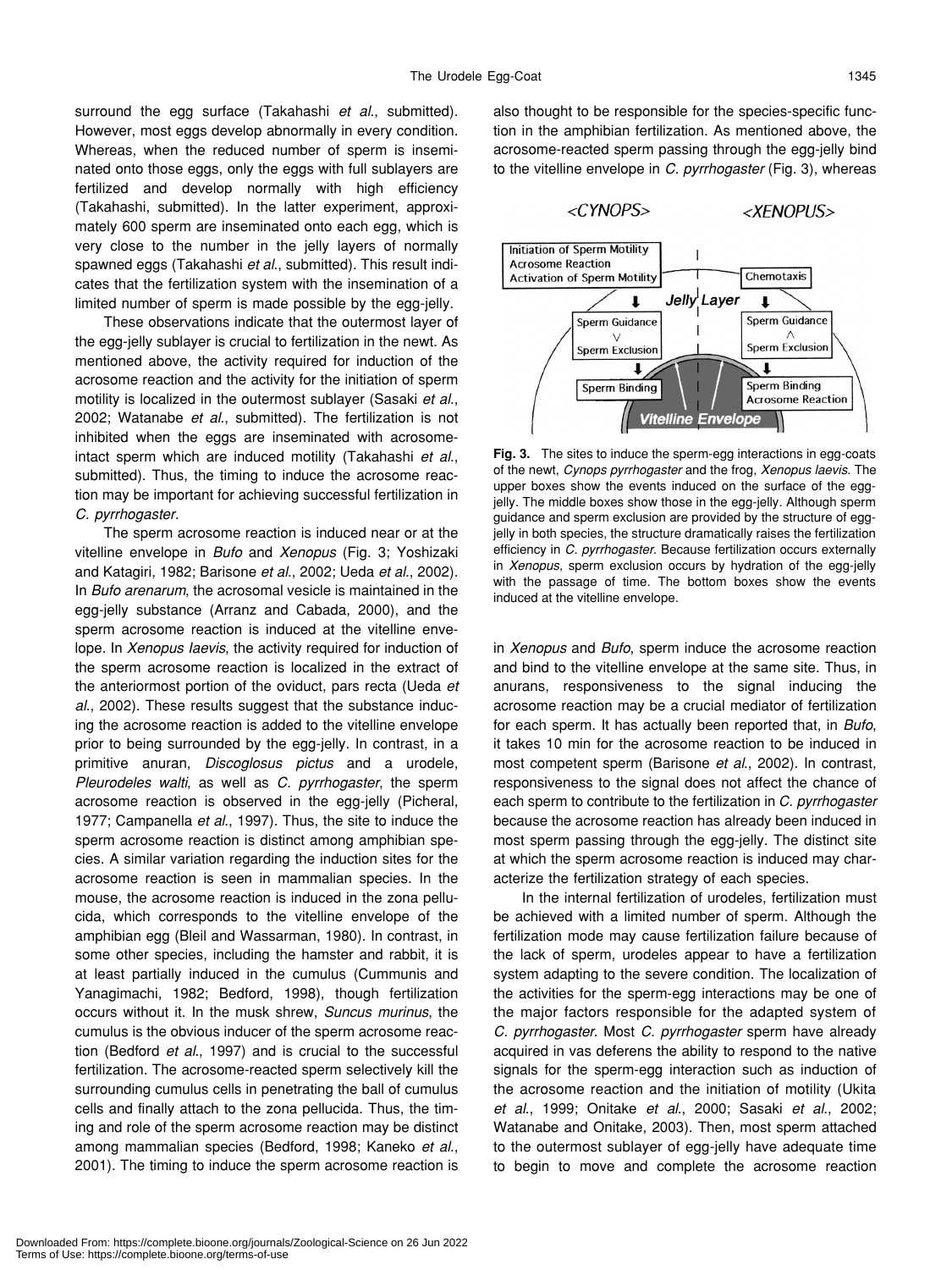surround the egg surface (Takahashi *et al*., submitted). However, most eggs develop abnormally in every condition. Whereas, when the reduced number of sperm is inseminated onto those eggs, only the eggs with full sublayers are fertilized and develop normally with high efficiency (Takahashi, submitted). In the latter experiment, approximately 600 sperm are inseminated onto each egg, which is very close to the number in the jelly layers of normally spawned eggs (Takahashi *et al*., submitted). This result indicates that the fertilization system with the insemination of a limited number of sperm is made possible by the egg-jelly.

These observations indicate that the outermost layer of the egg-jelly sublayer is crucial to fertilization in the newt. As mentioned above, the activity required for induction of the acrosome reaction and the activity for the initiation of sperm motility is localized in the outermost sublayer (Sasaki *et al*., 2002; Watanabe *et al*., submitted). The fertilization is not inhibited when the eggs are inseminated with acrosome-intact sperm which are induced motility (Takahashi *et al*., submitted). Thus, the timing to induce the acrosome reaction may be important for achieving successful fertilization in *C. pyrrhogaster.*

The sperm acrosome reaction is induced near or at the vitelline envelope in *Bufo* and *Xenopus* (Fig. 3; Yoshizaki and Katagiri, 1982; Barisone *et al*., 2002; Ueda *et al*., 2002). In *Bufo arenarum*, the acrosomal vesicle is maintained in the egg-jelly substance (Arranz and Cabada, 2000), and the sperm acrosome reaction is induced at the vitelline envelope. In *Xenopus laevis*, the activity required for induction of the sperm acrosome reaction is localized in the extract of the anteriormost portion of the oviduct, pars recta (Ueda *et al*., 2002). These results suggest that the substance inducing the acrosome reaction is added to the vitelline envelope prior to being surrounded by the egg-jelly. In contrast, in a primitive anuran, *Discoglossus pictus* and a urodele, *Pleurodeles walti*, as well as *C. pyrrhogaster*, the sperm acrosome reaction is observed in the egg-jelly (Picheral, 1977; Campanella *et al*., 1997). Thus, the site to induce the sperm acrosome reaction is distinct among amphibian species. A similar variation regarding the induction sites for the acrosome reaction is seen in mammalian species. In the mouse, the acrosome reaction is induced in the zona pellucida, which corresponds to the vitelline envelope of the amphibian egg (Bleil and Wassarman, 1980). In contrast, in some other species, including the hamster and rabbit, it is at least partially induced in the cumulus (Cummunis and Yanagimachi, 1982; Bedford, 1998), though fertilization occurs without it. In the musk shrew, *Suncus murinus*, the cumulus is the obvious inducer of the sperm acrosome reaction (Bedford *et al*., 1997) and is crucial to the successful fertilization. The acrosome-reacted sperm selectively kill the surrounding cumulus cells in penetrating the ball of cumulus cells and finally attach to the zona pellucida. Thus, the timing and role of the sperm acrosome reaction may be distinct among mammalian species (Bedford, 1998; Kaneko *et al*., 2001). The timing to induce the sperm acrosome reaction is also thought to be responsible for the species-specific function in the amphibian fertilization. As mentioned above, the acrosome-reacted sperm passing through the egg-jelly bind to the vitelline envelope in *C. pyrrhogaster* (Fig. 3), whereas in *Xenopus* and *Bufo*, sperm induce the acrosome reaction and bind to the vitelline envelope at the same site. Thus, in anurans, responsiveness to the signal inducing the acrosome reaction may be a crucial mediator of fertilization for each sperm. It has actually been reported that, in *Bufo*, it takes 10 min for the acrosome reaction to be induced in most competent sperm (Barisone *et al*., 2002). In contrast, responsiveness to the signal does not affect the chance of each sperm to contribute to the fertilization in *C. pyrrhogaster* because the acrosome reaction has already been induced in most sperm passing through the egg-jelly. The distinct site at which the sperm acrosome reaction is induced may characterize the fertilization strategy of each species.

**Fig. 3.** The sites to induce the sperm-egg interactions in egg-coats of the newt, *Cynops pyrrhogaster* and the frog, *Xenopus laevis*. The upper boxes show the events induced on the surface of the egg-jelly. The middle boxes show those in the egg-jelly. Although sperm guidance and sperm exclusion are provided by the structure of egg-jelly in both species, the structure dramatically raises the fertilization efficiency in *C. pyrrhogaster*. Because fertilization occurs externally in *Xenopus*, sperm exclusion occurs by hydration of the egg-jelly with the passage of time. The bottom boxes show the events induced at the vitelline envelope.

In the internal fertilization of urodeles, fertilization must be achieved with a limited number of sperm. Although the fertilization mode may cause fertilization failure because of the lack of sperm, urodeles appear to have a fertilization system adapting to the severe condition. The localization of the activities for the sperm-egg interactions may be one of the major factors responsible for the adapted system of *C. pyrrhogaster*. Most *C. pyrrhogaster* sperm have already acquired in vas deferens the ability to respond to the native signals for the sperm-egg interaction such as induction of the acrosome reaction and the initiation of motility (Ukita *et al*., 1999; Onitake *et al*., 2000; Sasaki *et al*., 2002; Watanabe and Onitake, 2003). Then, most sperm attached to the outermost sublayer of egg-jelly have adequate time to begin to move and complete the acrosome reaction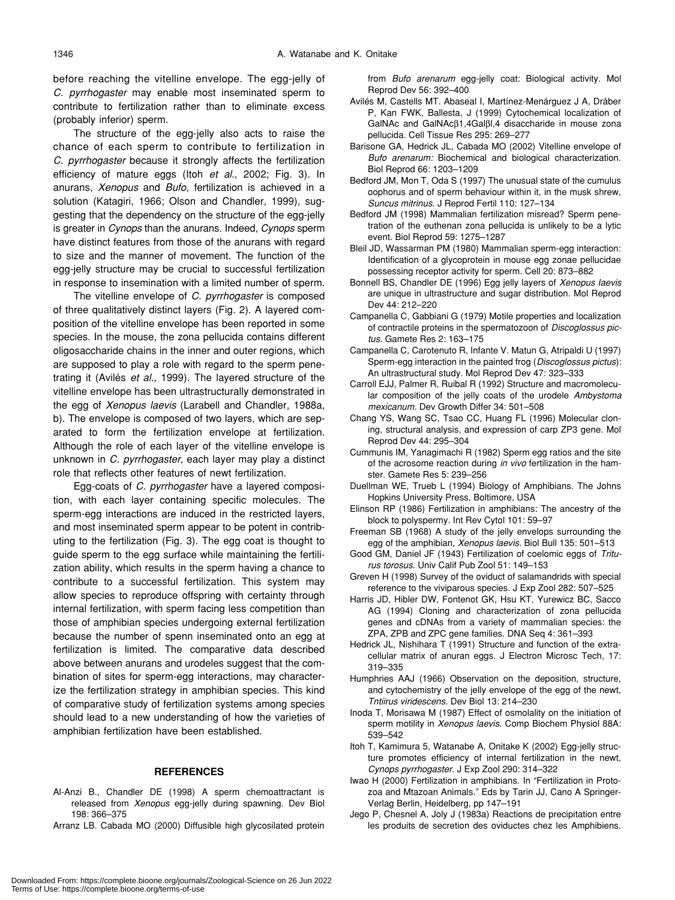before reaching the vitelline envelope. The egg-jelly of *C. pyrrhogaster* may enable most inseminated sperm to contribute to fertilization rather than to eliminate excess (probably inferior) sperm.

The structure of the egg-jelly also acts to raise the chance of each sperm to contribute to fertilization in *C. pyrrhogaster* because it strongly affects the fertilization efficiency of mature eggs (Itoh *et al*., 2002; Fig. 3). In anurans, *Xenopus* and *Bufo*, fertilization is achieved in a solution (Katagiri, 1966; Olson and Chandler, 1999), suggesting that the dependency on the structure of the egg-jelly is greater in *Cynops* than the anurans. Indeed, *Cynops* sperm have distinct features from those of the anurans with regard to size and the manner of movement. The function of the egg-jelly structure may be crucial to successful fertilization in response to insemination with a limited number of sperm.

The vitelline envelope of *C. pyrrhogaster* is composed of three qualitatively distinct layers (Fig. 2). A layered composition of the vitelline envelope has been reported in some species. In the mouse, the zona pellucida contains different oligosaccharide chains in the inner and outer regions, which are supposed to play a role with regard to the sperm penetrating it (Avilés *et al*., 1999). The layered structure of the vitelline envelope has been ultrastructurally demonstrated in the egg of *Xenopus laevis* (Larabell and Chandler, 1988a, b). The envelope is composed of two layers, which are separated to form the fertilization envelope at fertilization. Although the role of each layer of the vitelline envelope is unknown in *C. pyrrhogaster*, each layer may play a distinct role that reflects other features of newt fertilization.

Egg-coats of *C. pyrrhogaster* have a layered composition, with each layer containing specific molecules. The sperm-egg interactions are induced in the restricted layers, and most inseminated sperm appear to be potent in contributing to the fertilization (Fig. 3). The egg coat is thought to guide sperm to the egg surface while maintaining the fertilization ability, which results in the sperm having a chance to contribute to a successful fertilization. This system may allow species to reproduce offspring with certainty through internal fertilization, with sperm facing less competition than those of amphibian species undergoing external fertilization because the number of spenn inseminated onto an egg at fertilization is limited. The comparative data described above between anurans and urodeles suggest that the combination of sites for sperm-egg interactions, may characterize the fertilization strategy in amphibian species. This kind of comparative study of fertilization systems among species should lead to a new understanding of how the varieties of amphibian fertilization have been established.

## REFERENCES

Al-Anzi B., Chandler DE (1998) A sperm chemoattractant is released from *Xenopus* egg-jelly during spawning. Dev Biol 198: 366–375

Arranz LB. Cabada MO (2000) Diffusible high glycosilated protein from *Bufo arenarum* egg-jelly coat: Biological activity. Mol Reprod Dev 56: 392–400

Avilés M, Castells MT. Abaseal I, Martínez-Menárguez J A, Dráber P, Kan FWK, Ballesta, J (1999) Cytochemical localization of GalNAc and GalNAcβ1,4Galβl,4 disaccharide in mouse zona pellucida. Cell Tissue Res 295: 269–277

Barisone GA, Hedrick JL, Cabada MO (2002) Vitelline envelope of *Bufo arenarum:* Biochemical and biological characterization. Biol Reprod 66: 1203–1209

Bedford JM, Mon T, Oda S (1997) The unusual state of the cumulus oophorus and of sperm behaviour within it, in the musk shrew, *Suncus mitrinus*. J Reprod Fertil 110: 127–134

Bedford JM (1998) Mammalian fertilization misread? Sperm penetration of the euthenan zona pellucida is unlikely to be a lytic event. Biol Reprod 59: 1275–1287

Bleil JD, Wassarman PM (1980) Mammalian sperm-egg interaction: Identification of a glycoprotein in mouse egg zonae pellucidae possessing receptor activity for sperm. Cell 20: 873–882

Bonnell BS, Chandler DE (1996) Egg jelly layers of *Xenopus laevis* are unique in ultrastructure and sugar distribution. Mol Reprod Dev 44: 212–220

Campanella C, Gabbiani G (1979) Motile properties and localization of contractile proteins in the spermatozoon of *Discoglossus pictus*. Gamete Res 2: 163–175

Campanella C, Carotenuto R, Infante V. Matun G, Atripaldi U (1997) Sperm-egg interaction in the painted frog (*Discoglossus pictus*): An ultrastructural study. Mol Reprod Dev 47: 323–333

Carroll EJJ, Palmer R, Ruibal R (1992) Structure and macromolecular composition of the jelly coats of the urodele *Ambystoma mexicanum.* Dev Growth Differ 34: 501–508

Chang YS, Wang SC, Tsao CC, Huang FL (1996) Molecular cloning, structural analysis, and expression of carp ZP3 gene. Mol Reprod Dev 44: 295–304

Cummunis IM, Yanagimachi R (1982) Sperm egg ratios and the site of the acrosome reaction during *in vivo* fertilization in the hamster. Gamete Res 5: 239–256

Duellman WE, Trueb L (1994) Biology of Amphibians. The Johns Hopkins University Press, Boltimore, USA

Elinson RP (1986) Fertilization in amphibians: The ancestry of the block to polyspermy. Int Rev Cytol 101: 59–97

Freeman SB (1968) A study of the jelly envelops surrounding the egg of the amphibian, *Xenopus laevis.* Biol Bull 135: 501–513

Good GM, Daniel JF (1943) Fertilization of coelomic eggs of *Triturus torosus*. Univ Calif Pub Zool 51: 149–153

Greven H (1998) Survey of the oviduct of salamandrids with special reference to the viviparous species. J Exp Zool 282: 507–525

Harris JD, Hibler DW, Fontenot GK, Hsu KT, Yurewicz BC, Sacco AG (1994) Cloning and characterization of zona pellucida genes and cDNAs from a variety of mammalian species: the ZPA, ZPB and ZPC gene families. DNA Seq 4: 361–393

Hedrick JL, Nishihara T (1991) Structure and function of the extracellular matrix of anuran eggs. J Electron Microsc Tech, 17: 319–335

Humphries AAJ (1966) Observation on the deposition, structure, and cytochemistry of the jelly envelope of the egg of the newt, *Tntiirus viridescens*. Dev Biol 13: 214–230

Inoda T, Morisawa M (1987) Effect of osmolality on the initiation of sperm motility in *Xenopus laevis*. Comp Biochem Physiol 88A: 539–542

Itoh T, Kamimura 5, Watanabe A, Onitake K (2002) Egg-jelly structure promotes efficiency of internal fertilization in the newt, *Cynops pyrrhogaster*. J Exp Zool 290: 314–322

Iwao H (2000) Fertilization in amphibians. In "Fertilization in Protozoa and Mtazoan Animals." Eds by Tarin JJ, Cano A Springer-Verlag Berlin, Heidelberg, pp 147–191

Jego P, Chesnel A, Joly J (1983a) Reactions de precipitation entre les produits de secretion des oviductes chez les Amphibiens.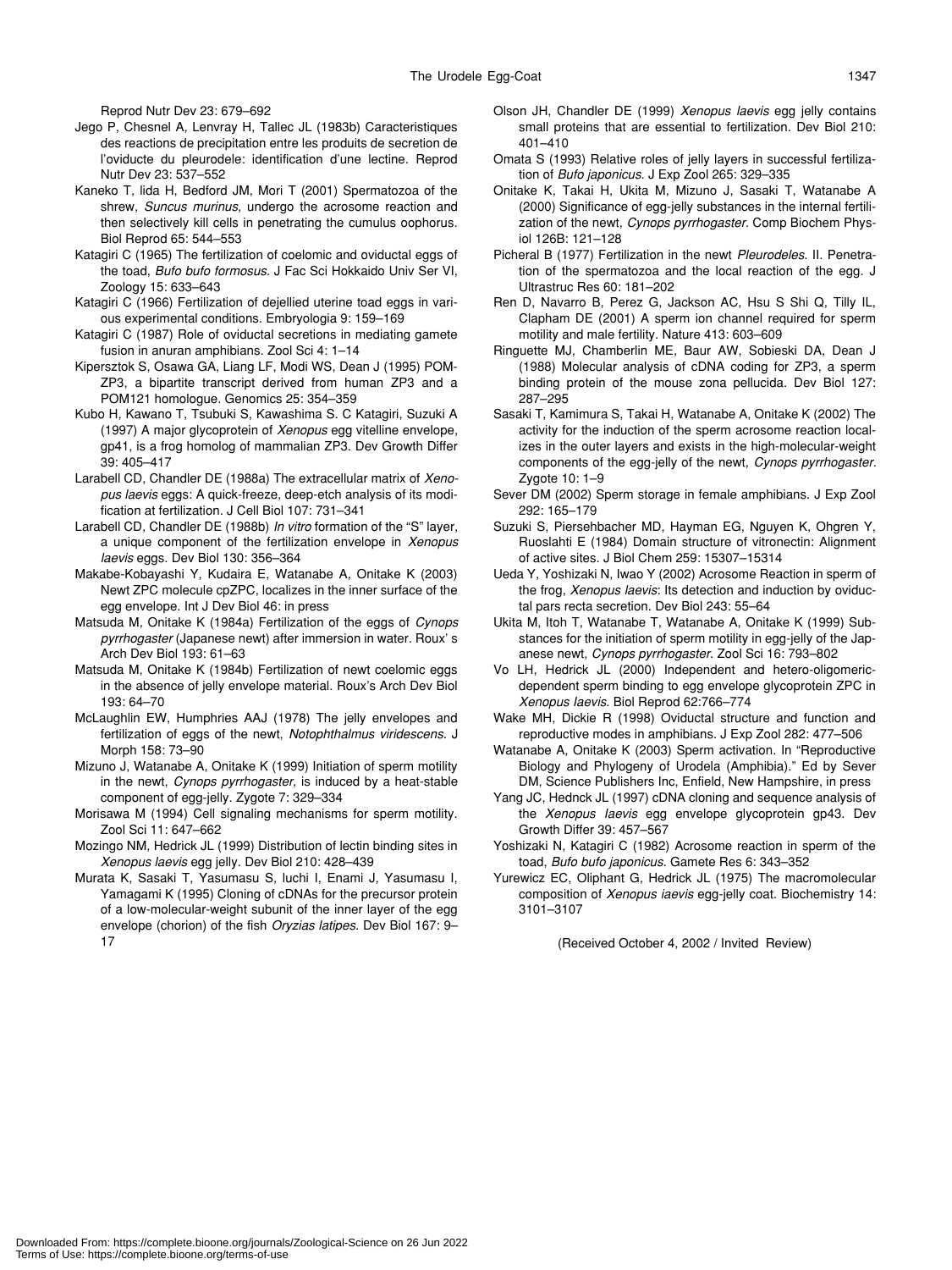Reprod Nutr Dev 23: 679–692

Jego P, Chesnel A, Lenvray H, Tallec JL (1983b) Caracteristiques des reactions de precipitation entre les produits de secretion de l'oviducte du pleurodele: identification d'une lectine. Reprod Nutr Dev 23: 537–552

Kaneko T, Iida H, Bedford JM, Mori T (2001) Spermatozoa of the shrew, *Suncus murinus*, undergo the acrosome reaction and then selectively kill cells in penetrating the cumulus oophorus. Biol Reprod 65: 544–553

Katagiri C (1965) The fertilization of coelomic and oviductal eggs of the toad, *Bufo bufo formosus*. J Fac Sci Hokkaido Univ Ser VI, Zoology 15: 633–643

Katagiri C (1966) Fertilization of dejellied uterine toad eggs in various experimental conditions. Embryologia 9: 159–169

Katagiri C (1987) Role of oviductal secretions in mediating gamete fusion in anuran amphibians. Zool Sci 4: 1–14

Kipersztok S, Osawa GA, Liang LF, Modi WS, Dean J (1995) POM-ZP3, a bipartite transcript derived from human ZP3 and a POM121 homologue. Genomics 25: 354–359

Kubo H, Kawano T, Tsubuki S, Kawashima S. C Katagiri, Suzuki A (1997) A major glycoprotein of *Xenopus* egg vitelline envelope, gp41, is a frog homolog of mammalian ZP3. Dev Growth Differ 39: 405–417

Larabell CD, Chandler DE (1988a) The extracellular matrix of *Xenopus laevis* eggs: A quick-freeze, deep-etch analysis of its modification at fertilization. J Cell Biol 107: 731–341

Larabell CD, Chandler DE (1988b) *In vitro* formation of the "S" layer, a unique component of the fertilization envelope in *Xenopus laevis* eggs. Dev Biol 130: 356–364

Makabe-Kobayashi Y, Kudaira E, Watanabe A, Onitake K (2003) Newt ZPC molecule cpZPC, localizes in the inner surface of the egg envelope. Int J Dev Biol 46: in press

Matsuda M, Onitake K (1984a) Fertilization of the eggs of *Cynops pyrrhogaster* (Japanese newt) after immersion in water. Roux' s Arch Dev Biol 193: 61–63

Matsuda M, Onitake K (1984b) Fertilization of newt coelomic eggs in the absence of jelly envelope material. Roux's Arch Dev Biol 193: 64–70

McLaughlin EW, Humphries AAJ (1978) The jelly envelopes and fertilization of eggs of the newt, *Notophthalmus viridescens*. J Morph 158: 73–90

Mizuno J, Watanabe A, Onitake K (1999) Initiation of sperm motility in the newt, *Cynops pyrrhogaster*, is induced by a heat-stable component of egg-jelly. Zygote 7: 329–334

Morisawa M (1994) Cell signaling mechanisms for sperm motility. Zool Sci 11: 647–662

Mozingo NM, Hedrick JL (1999) Distribution of lectin binding sites in *Xenopus laevis* egg jelly. Dev Biol 210: 428–439

Murata K, Sasaki T, Yasumasu S, Iuchi I, Enami J, Yasumasu I, Yamagami K (1995) Cloning of cDNAs for the precursor protein of a low-molecular-weight subunit of the inner layer of the egg envelope (chorion) of the fish *Oryzias latipes*. Dev Biol 167: 9–17

Olson JH, Chandler DE (1999) *Xenopus laevis* egg jelly contains small proteins that are essential to fertilization. Dev Biol 210: 401–410

Omata S (1993) Relative roles of jelly layers in successful fertilization of *Bufo japonicus*. J Exp Zool 265: 329–335

Onitake K, Takai H, Ukita M, Mizuno J, Sasaki T, Watanabe A (2000) Significance of egg-jelly substances in the internal fertilization of the newt, *Cynops pyrrhogaster*. Comp Biochem Physiol 126B: 121–128

Picheral B (1977) Fertilization in the newt *Pleurodeles*. II. Penetration of the spermatozoa and the local reaction of the egg. J Ultrastruc Res 60: 181–202

Ren D, Navarro B, Perez G, Jackson AC, Hsu S Shi Q, Tilly IL, Clapham DE (2001) A sperm ion channel required for sperm motility and male fertility. Nature 413: 603–609

Ringuette MJ, Chamberlin ME, Baur AW, Sobieski DA, Dean J (1988) Molecular analysis of cDNA coding for ZP3, a sperm binding protein of the mouse zona pellucida. Dev Biol 127: 287–295

Sasaki T, Kamimura S, Takai H, Watanabe A, Onitake K (2002) The activity for the induction of the sperm acrosome reaction localizes in the outer layers and exists in the high-molecular-weight components of the egg-jelly of the newt, *Cynops pyrrhogaster*. Zygote 10: 1–9

Sever DM (2002) Sperm storage in female amphibians. J Exp Zool 292: 165–179

Suzuki S, Piersehbacher MD, Hayman EG, Nguyen K, Ohgren Y, Ruoslahti E (1984) Domain structure of vitronectin: Alignment of active sites. J Biol Chem 259: 15307–15314

Ueda Y, Yoshizaki N, Iwao Y (2002) Acrosome Reaction in sperm of the frog, *Xenopus laevis*: Its detection and induction by oviductal pars recta secretion. Dev Biol 243: 55–64

Ukita M, Itoh T, Watanabe T, Watanabe A, Onitake K (1999) Substances for the initiation of sperm motility in egg-jelly of the Japanese newt, *Cynops pyrrhogaster*. Zool Sci 16: 793–802

Vo LH, Hedrick JL (2000) Independent and hetero-oligomeric-dependent sperm binding to egg envelope glycoprotein ZPC in *Xenopus laevis*. Biol Reprod 62:766–774

Wake MH, Dickie R (1998) Oviductal structure and function and reproductive modes in amphibians. J Exp Zool 282: 477–506

Watanabe A, Onitake K (2003) Sperm activation. In "Reproductive Biology and Phylogeny of Urodela (Amphibia)." Ed by Sever DM, Science Publishers Inc, Enfield, New Hampshire, in press

Yang JC, Hednck JL (1997) cDNA cloning and sequence analysis of the *Xenopus laevis* egg envelope glycoprotein gp43. Dev Growth Differ 39: 457–567

Yoshizaki N, Katagiri C (1982) Acrosome reaction in sperm of the toad, *Bufo bufo japonicus*. Gamete Res 6: 343–352

Yurewicz EC, Oliphant G, Hedrick JL (1975) The macromolecular composition of *Xenopus iaevis* egg-jelly coat. Biochemistry 14: 3101–3107

(Received October 4, 2002 / Invited Review)